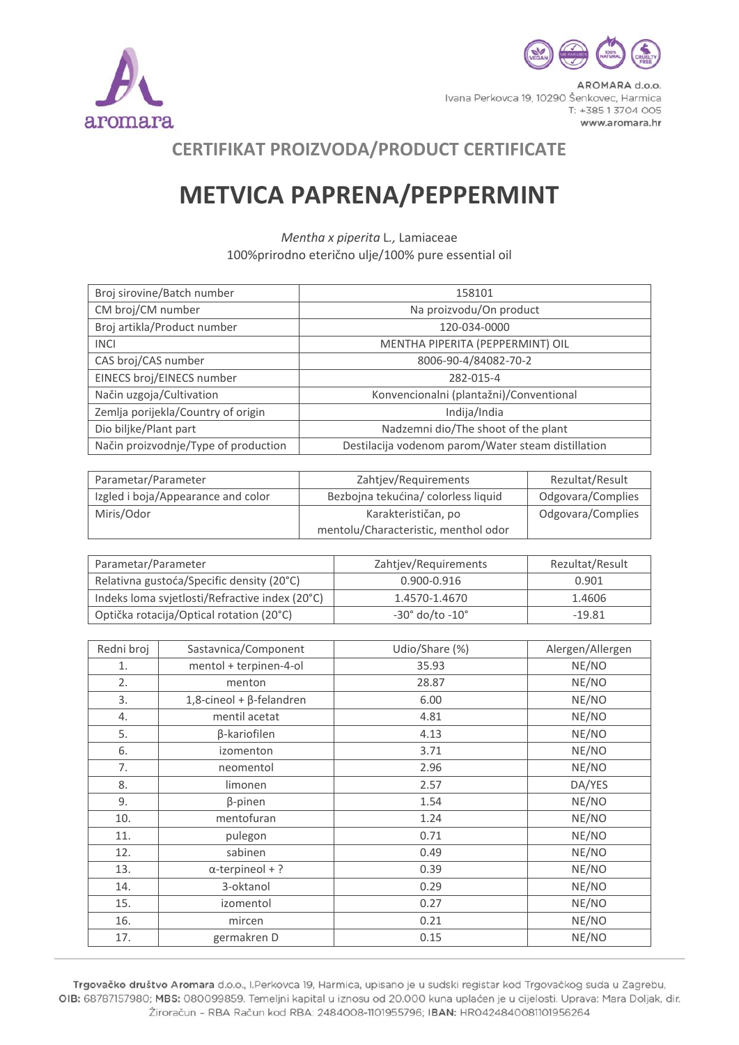aromara

AROMARA d.o.o.
Ivana Perkovca 19, 10290 Šenkovec, Harmica
T: +385 1 3704 005
www.aromara.hr

## CERTIFIKAT PROIZVODA/PRODUCT CERTIFICATE

# METVICA PAPRENA/PEPPERMINT

*Mentha x piperita* L., Lamiaceae
100%prirodno eterično ulje/100% pure essential oil

| Broj sirovine/Batch number | 158101 |
|---|---|
| CM broj/CM number | Na proizvodu/On product |
| Broj artikla/Product number | 120-034-0000 |
| INCI | MENTHA PIPERITA (PEPPERMINT) OIL |
| CAS broj/CAS number | 8006-90-4/84082-70-2 |
| EINECS broj/EINECS number | 282-015-4 |
| Način uzgoja/Cultivation | Konvencionalni (plantažni)/Conventional |
| Zemlja porijekla/Country of origin | Indija/India |
| Dio biljke/Plant part | Nadzemni dio/The shoot of the plant |
| Način proizvodnje/Type of production | Destilacija vodenom parom/Water steam distillation |

| Parametar/Parameter | Zahtjev/Requirements | Rezultat/Result |
|---|---|---|
| Izgled i boja/Appearance and color | Bezbojna tekućina/ colorless liquid | Odgovara/Complies |
| Miris/Odor | Karakterističan, po mentolu/Characteristic, menthol odor | Odgovara/Complies |

| Parametar/Parameter | Zahtjev/Requirements | Rezultat/Result |
|---|---|---|
| Relativna gustoća/Specific density (20°C) | 0.900-0.916 | 0.901 |
| Indeks loma svjetlosti/Refractive index (20°C) | 1.4570-1.4670 | 1.4606 |
| Optička rotacija/Optical rotation (20°C) | -30° do/to -10° | -19.81 |

| Redni broj | Sastavnica/Component | Udio/Share (%) | Alergen/Allergen |
|---|---|---|---|
| 1. | mentol + terpinen-4-ol | 35.93 | NE/NO |
| 2. | menton | 28.87 | NE/NO |
| 3. | 1,8-cineol + β-felandren | 6.00 | NE/NO |
| 4. | mentil acetat | 4.81 | NE/NO |
| 5. | β-kariofilen | 4.13 | NE/NO |
| 6. | izomenton | 3.71 | NE/NO |
| 7. | neomentol | 2.96 | NE/NO |
| 8. | limonen | 2.57 | DA/YES |
| 9. | β-pinen | 1.54 | NE/NO |
| 10. | mentofuran | 1.24 | NE/NO |
| 11. | pulegon | 0.71 | NE/NO |
| 12. | sabinen | 0.49 | NE/NO |
| 13. | α-terpineol + ? | 0.39 | NE/NO |
| 14. | 3-oktanol | 0.29 | NE/NO |
| 15. | izomentol | 0.27 | NE/NO |
| 16. | mircen | 0.21 | NE/NO |
| 17. | germakren D | 0.15 | NE/NO |

**Trgovačko društvo Aromara** d.o.o., I.Perkovca 19, Harmica, upisano je u sudski registar kod Trgovačkog suda u Zagrebu, **OIB:** 68787157980; **MBS:** 080099859. Temeljni kapital u iznosu od 20.000 kuna uplaćen je u cijelosti. Uprava: Mara Doljak, dir. Žiroračun – RBA Račun kod RBA: 2484008-1101955796; **IBAN:** HR0424840081101956264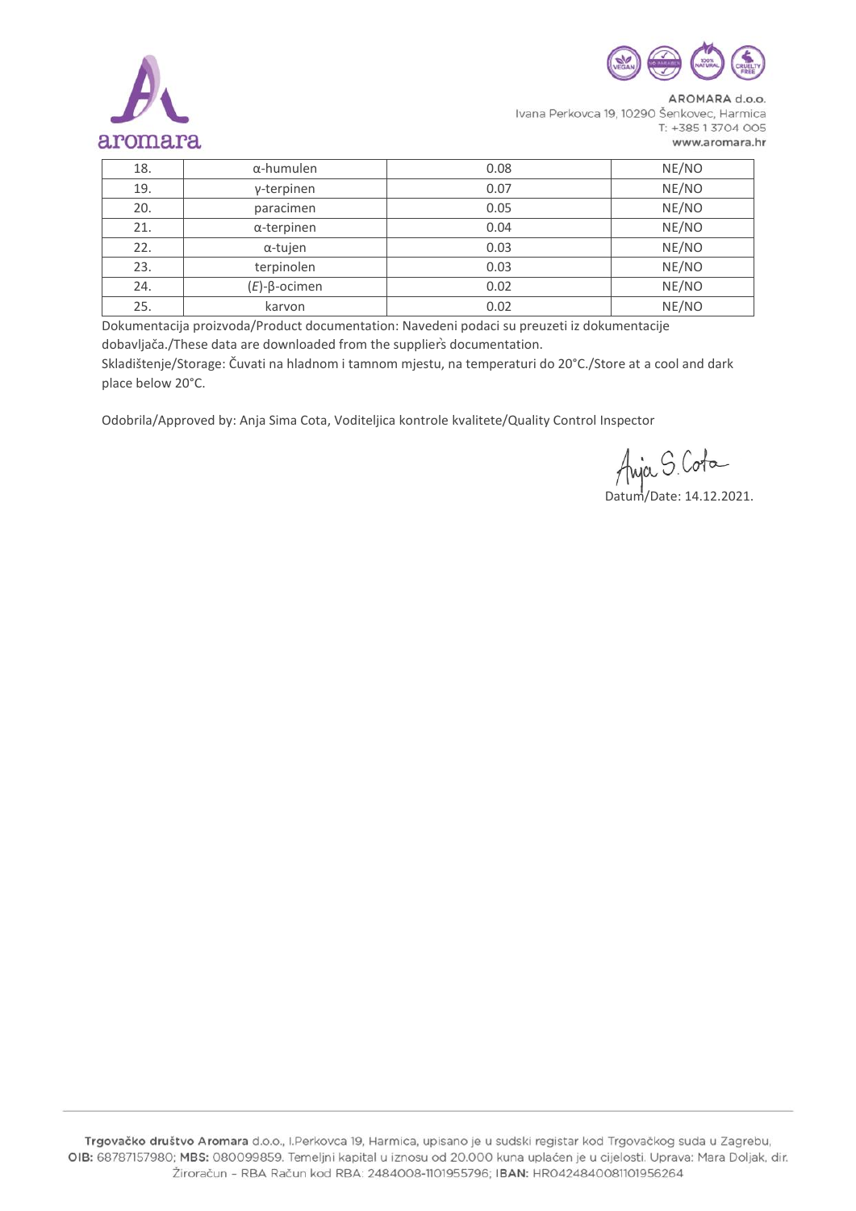| | | | |
|---|---|---|---|
| 18. | α-humulen | 0.08 | NE/NO |
| 19. | γ-terpinen | 0.07 | NE/NO |
| 20. | paracimen | 0.05 | NE/NO |
| 21. | α-terpinen | 0.04 | NE/NO |
| 22. | α-tujen | 0.03 | NE/NO |
| 23. | terpinolen | 0.03 | NE/NO |
| 24. | (*E*)-β-ocimen | 0.02 | NE/NO |
| 25. | karvon | 0.02 | NE/NO |

Dokumentacija proizvoda/Product documentation: Navedeni podaci su preuzeti iz dokumentacije dobavljača./These data are downloaded from the supplier's documentation.

Skladištenje/Storage: Čuvati na hladnom i tamnom mjestu, na temperaturi do 20°C./Store at a cool and dark place below 20°C.

Odobrila/Approved by: Anja Sima Cota, Voditeljica kontrole kvalitete/Quality Control Inspector

Anja S. Cota

Datum/Date: 14.12.2021.